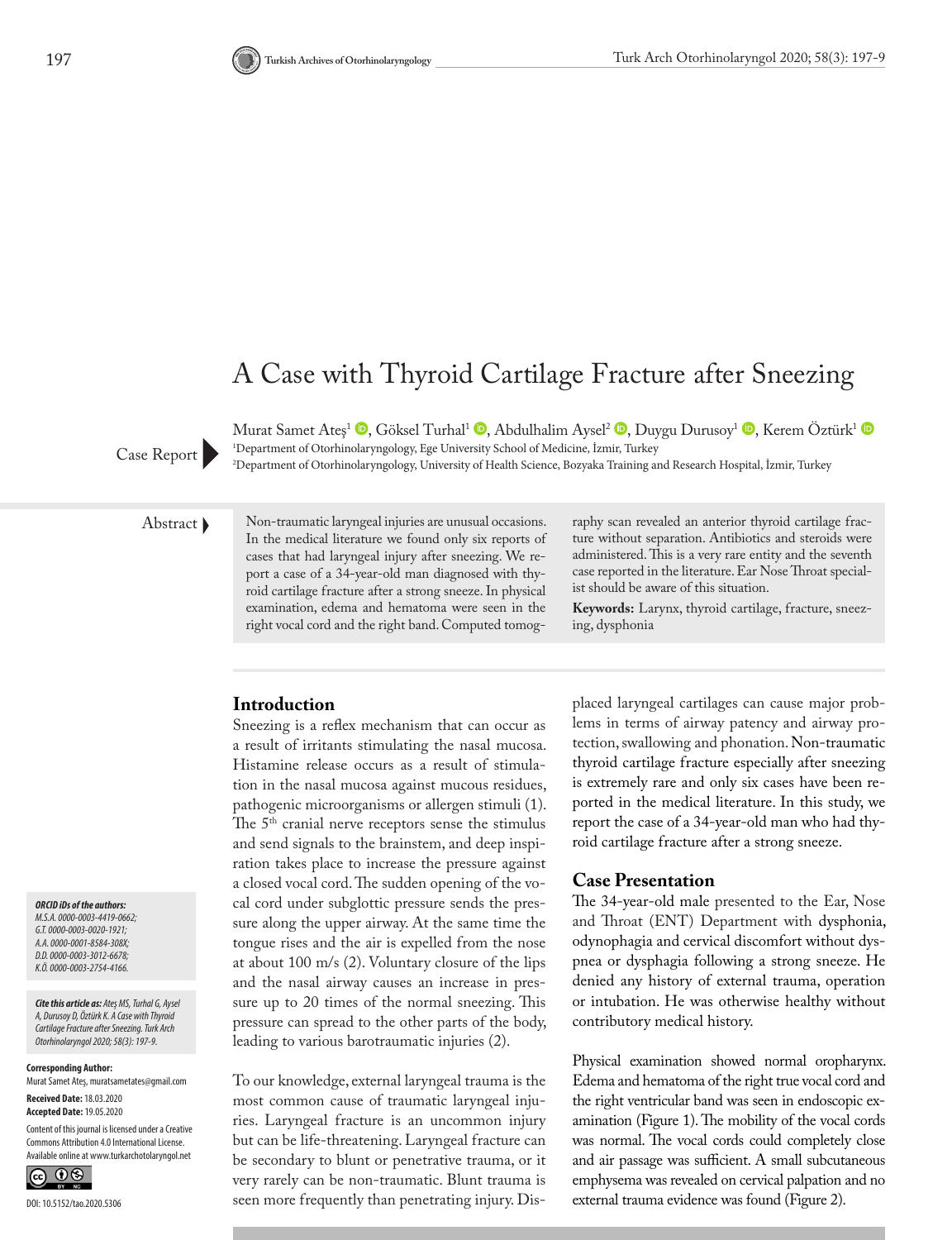# A Case with Thyroid Cartilage Fracture after Sneezing

Murat Samet Ateş[1], Göksel Turhal[1], Abdulhalim Aysel[2], Duygu Durusoy[1], Kerem Öztürk[1]

[1]Department of Otorhinolaryngology, Ege University School of Medicine, İzmir, Turkey
[2]Department of Otorhinolaryngology, University of Health Science, Bozyaka Training and Research Hospital, İzmir, Turkey

Case Report

**Abstract**

Non-traumatic laryngeal injuries are unusual occasions. In the medical literature we found only six reports of cases that had laryngeal injury after sneezing. We report a case of a 34-year-old man diagnosed with thyroid cartilage fracture after a strong sneeze. In physical examination, edema and hematoma were seen in the right vocal cord and the right band. Computed tomography scan revealed an anterior thyroid cartilage fracture without separation. Antibiotics and steroids were administered. This is a very rare entity and the seventh case reported in the literature. Ear Nose Throat specialist should be aware of this situation.

**Keywords:** Larynx, thyroid cartilage, fracture, sneezing, dysphonia

## Introduction

Sneezing is a reflex mechanism that can occur as a result of irritants stimulating the nasal mucosa. Histamine release occurs as a result of stimulation in the nasal mucosa against mucous residues, pathogenic microorganisms or allergen stimuli (1). The 5$^{th}$ cranial nerve receptors sense the stimulus and send signals to the brainstem, and deep inspiration takes place to increase the pressure against a closed vocal cord. The sudden opening of the vocal cord under subglottic pressure sends the pressure along the upper airway. At the same time the tongue rises and the air is expelled from the nose at about 100 m/s (2). Voluntary closure of the lips and the nasal airway causes an increase in pressure up to 20 times of the normal sneezing. This pressure can spread to the other parts of the body, leading to various barotraumatic injuries (2).

To our knowledge, external laryngeal trauma is the most common cause of traumatic laryngeal injuries. Laryngeal fracture is an uncommon injury but can be life-threatening. Laryngeal fracture can be secondary to blunt or penetrative trauma, or it very rarely can be non-traumatic. Blunt trauma is seen more frequently than penetrating injury. Displaced laryngeal cartilages can cause major problems in terms of airway patency and airway protection, swallowing and phonation. Non-traumatic thyroid cartilage fracture especially after sneezing is extremely rare and only six cases have been reported in the medical literature. In this study, we report the case of a 34-year-old man who had thyroid cartilage fracture after a strong sneeze.

## Case Presentation

The 34-year-old male presented to the Ear, Nose and Throat (ENT) Department with dysphonia, odynophagia and cervical discomfort without dyspnea or dysphagia following a strong sneeze. He denied any history of external trauma, operation or intubation. He was otherwise healthy without contributory medical history.

Physical examination showed normal oropharynx. Edema and hematoma of the right true vocal cord and the right ventricular band was seen in endoscopic examination (Figure 1). The mobility of the vocal cords was normal. The vocal cords could completely close and air passage was sufficient. A small subcutaneous emphysema was revealed on cervical palpation and no external trauma evidence was found (Figure 2).

***ORCID iDs of the authors:***
*M.S.A. 0000-0003-4419-0662;*
*G.T. 0000-0003-0020-1921;*
*A.A. 0000-0001-8584-308X;*
*D.D. 0000-0003-3012-6678;*
*K.Ö. 0000-0003-2754-4166.*

***Cite this article as:*** *Ateş MS, Turhal G, Aysel A, Durusoy D, Öztürk K. A Case with Thyroid Cartilage Fracture after Sneezing. Turk Arch Otorhinolaryngol 2020; 58(3): 197-9.*

**Corresponding Author:**
Murat Samet Ateş, muratsametates@gmail.com

**Received Date:** 18.03.2020
**Accepted Date:** 19.05.2020

Content of this journal is licensed under a Creative Commons Attribution 4.0 International License. Available online at www.turkarchotolaryngol.net

DOI: 10.5152/tao.2020.5306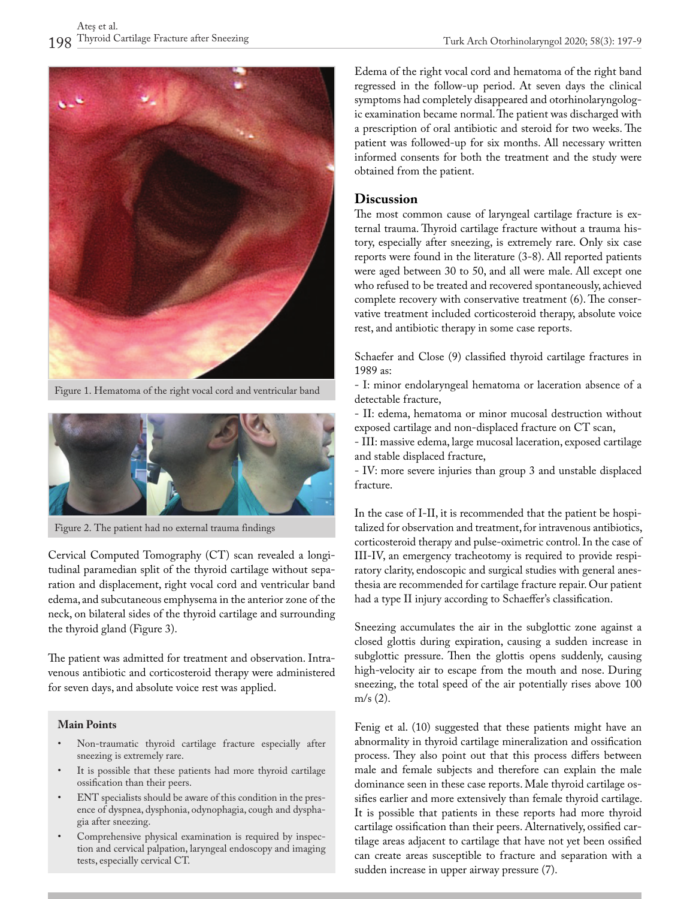Figure 1. Hematoma of the right vocal cord and ventricular band

Figure 2. The patient had no external trauma findings

Cervical Computed Tomography (CT) scan revealed a longitudinal paramedian split of the thyroid cartilage without separation and displacement, right vocal cord and ventricular band edema, and subcutaneous emphysema in the anterior zone of the neck, on bilateral sides of the thyroid cartilage and surrounding the thyroid gland (Figure 3).

The patient was admitted for treatment and observation. Intravenous antibiotic and corticosteroid therapy were administered for seven days, and absolute voice rest was applied.

**Main Points**

- Non-traumatic thyroid cartilage fracture especially after sneezing is extremely rare.
- It is possible that these patients had more thyroid cartilage ossification than their peers.
- ENT specialists should be aware of this condition in the presence of dyspnea, dysphonia, odynophagia, cough and dysphagia after sneezing.
- Comprehensive physical examination is required by inspection and cervical palpation, laryngeal endoscopy and imaging tests, especially cervical CT.

Edema of the right vocal cord and hematoma of the right band regressed in the follow-up period. At seven days the clinical symptoms had completely disappeared and otorhinolaryngologic examination became normal. The patient was discharged with a prescription of oral antibiotic and steroid for two weeks. The patient was followed-up for six months. All necessary written informed consents for both the treatment and the study were obtained from the patient.

## Discussion

The most common cause of laryngeal cartilage fracture is external trauma. Thyroid cartilage fracture without a trauma history, especially after sneezing, is extremely rare. Only six case reports were found in the literature (3-8). All reported patients were aged between 30 to 50, and all were male. All except one who refused to be treated and recovered spontaneously, achieved complete recovery with conservative treatment (6). The conservative treatment included corticosteroid therapy, absolute voice rest, and antibiotic therapy in some case reports.

Schaefer and Close (9) classified thyroid cartilage fractures in 1989 as:

- I: minor endolaryngeal hematoma or laceration absence of a detectable fracture,
- II: edema, hematoma or minor mucosal destruction without exposed cartilage and non-displaced fracture on CT scan,
- III: massive edema, large mucosal laceration, exposed cartilage and stable displaced fracture,
- IV: more severe injuries than group 3 and unstable displaced fracture.

In the case of I-II, it is recommended that the patient be hospitalized for observation and treatment, for intravenous antibiotics, corticosteroid therapy and pulse-oximetric control. In the case of III-IV, an emergency tracheotomy is required to provide respiratory clarity, endoscopic and surgical studies with general anesthesia are recommended for cartilage fracture repair. Our patient had a type II injury according to Schaeffer's classification.

Sneezing accumulates the air in the subglottic zone against a closed glottis during expiration, causing a sudden increase in subglottic pressure. Then the glottis opens suddenly, causing high-velocity air to escape from the mouth and nose. During sneezing, the total speed of the air potentially rises above 100 m/s (2).

Fenig et al. (10) suggested that these patients might have an abnormality in thyroid cartilage mineralization and ossification process. They also point out that this process differs between male and female subjects and therefore can explain the male dominance seen in these case reports. Male thyroid cartilage ossifies earlier and more extensively than female thyroid cartilage. It is possible that patients in these reports had more thyroid cartilage ossification than their peers. Alternatively, ossified cartilage areas adjacent to cartilage that have not yet been ossified can create areas susceptible to fracture and separation with a sudden increase in upper airway pressure (7).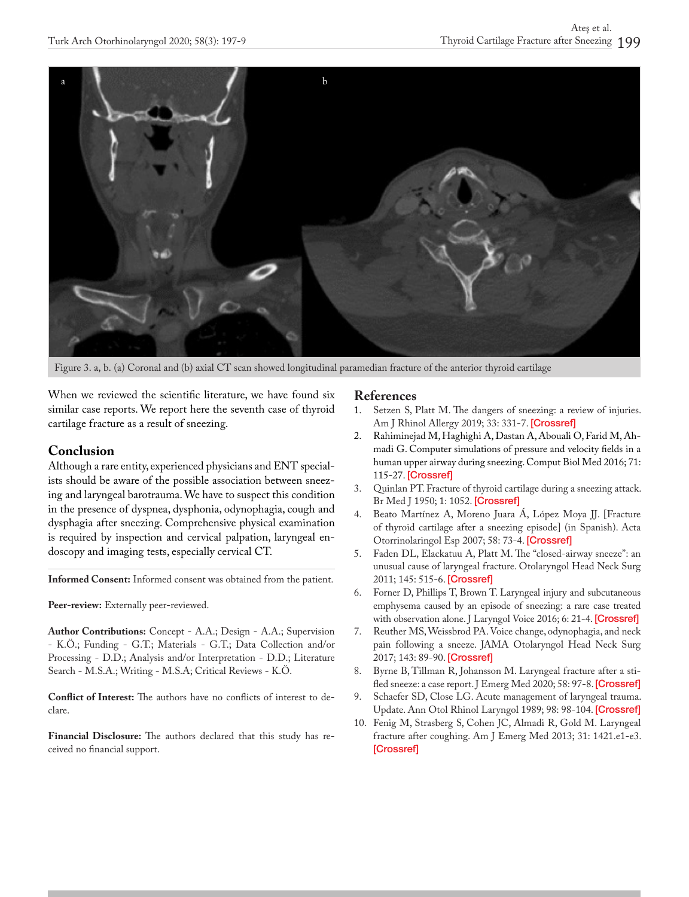Figure 3. a, b. (a) Coronal and (b) axial CT scan showed longitudinal paramedian fracture of the anterior thyroid cartilage

When we reviewed the scientific literature, we have found six similar case reports. We report here the seventh case of thyroid cartilage fracture as a result of sneezing.

## Conclusion

Although a rare entity, experienced physicians and ENT specialists should be aware of the possible association between sneezing and laryngeal barotrauma. We have to suspect this condition in the presence of dyspnea, dysphonia, odynophagia, cough and dysphagia after sneezing. Comprehensive physical examination is required by inspection and cervical palpation, laryngeal endoscopy and imaging tests, especially cervical CT.

**Informed Consent:** Informed consent was obtained from the patient.

**Peer-review:** Externally peer-reviewed.

**Author Contributions:** Concept - A.A.; Design - A.A.; Supervision - K.Ö.; Funding - G.T.; Materials - G.T.; Data Collection and/or Processing - D.D.; Analysis and/or Interpretation - D.D.; Literature Search - M.S.A.; Writing - M.S.A; Critical Reviews - K.Ö.

**Conflict of Interest:** The authors have no conflicts of interest to declare.

**Financial Disclosure:** The authors declared that this study has received no financial support.

## References

1. Setzen S, Platt M. The dangers of sneezing: a review of injuries. Am J Rhinol Allergy 2019; 33: 331-7. [Crossref]
2. Rahiminejad M, Haghighi A, Dastan A, Abouali O, Farid M, Ahmadi G. Computer simulations of pressure and velocity fields in a human upper airway during sneezing. Comput Biol Med 2016; 71: 115-27. [Crossref]
3. Quinlan PT. Fracture of thyroid cartilage during a sneezing attack. Br Med J 1950; 1: 1052. [Crossref]
4. Beato Martínez A, Moreno Juara Á, López Moya JJ. [Fracture of thyroid cartilage after a sneezing episode] (in Spanish). Acta Otorrinolaringol Esp 2007; 58: 73-4. [Crossref]
5. Faden DL, Elackatuu A, Platt M. The "closed-airway sneeze": an unusual cause of laryngeal fracture. Otolaryngol Head Neck Surg 2011; 145: 515-6. [Crossref]
6. Forner D, Phillips T, Brown T. Laryngeal injury and subcutaneous emphysema caused by an episode of sneezing: a rare case treated with observation alone. J Laryngol Voice 2016; 6: 21-4. [Crossref]
7. Reuther MS, Weissbrod PA. Voice change, odynophagia, and neck pain following a sneeze. JAMA Otolaryngol Head Neck Surg 2017; 143: 89-90. [Crossref]
8. Byrne B, Tillman R, Johansson M. Laryngeal fracture after a stifled sneeze: a case report. J Emerg Med 2020; 58: 97-8. [Crossref]
9. Schaefer SD, Close LG. Acute management of laryngeal trauma. Update. Ann Otol Rhinol Laryngol 1989; 98: 98-104. [Crossref]
10. Fenig M, Strasberg S, Cohen JC, Almadi R, Gold M. Laryngeal fracture after coughing. Am J Emerg Med 2013; 31: 1421.e1-e3. [Crossref]